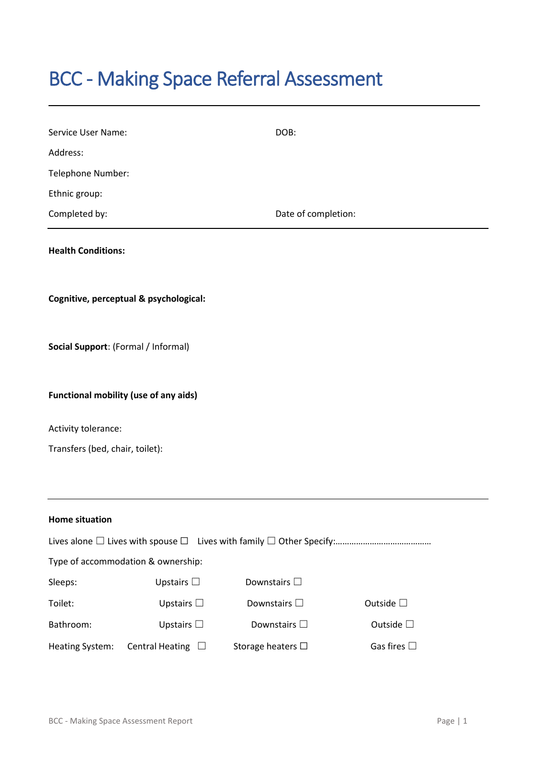# BCC - Making Space Referral Assessment

---

Service User Name: DOB:

Address:

Telephone Number:

Ethnic group:

Completed by: Date of completion:

---

**Health Conditions:**

**Cognitive, perceptual & psychological:**

**Social Support**: (Formal / Informal)

**Functional mobility (use of any aids)**

Activity tolerance:

Transfers (bed, chair, toilet):

---

**Home situation**

Lives alone ☐ Lives with spouse ☐ Lives with family ☐ Other Specify:……………………………………

Type of accommodation & ownership:

| | | | |
|---|---|---|---|
| Sleeps: | Upstairs ☐ | Downstairs ☐ | |
| Toilet: | Upstairs ☐ | Downstairs ☐ | Outside ☐ |
| Bathroom: | Upstairs ☐ | Downstairs ☐ | Outside ☐ |
| Heating System: | Central Heating ☐ | Storage heaters ☐ | Gas fires ☐ |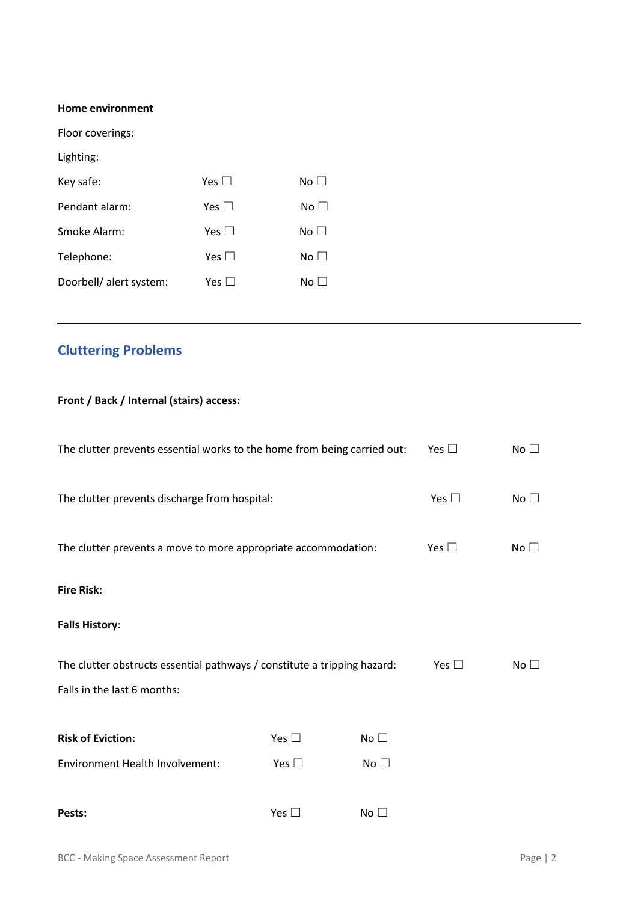**Home environment**

Floor coverings:

Lighting:

Key safe: Yes ☐ No ☐

Pendant alarm: Yes ☐ No ☐

Smoke Alarm: Yes ☐ No ☐

Telephone: Yes ☐ No ☐

Doorbell/ alert system: Yes ☐ No ☐

---

## Cluttering Problems

**Front / Back / Internal (stairs) access:**

The clutter prevents essential works to the home from being carried out: Yes ☐ No ☐

The clutter prevents discharge from hospital: Yes ☐ No ☐

The clutter prevents a move to more appropriate accommodation: Yes ☐ No ☐

**Fire Risk:**

**Falls History**:

The clutter obstructs essential pathways / constitute a tripping hazard: Yes ☐ No ☐

Falls in the last 6 months:

**Risk of Eviction:** Yes ☐ No ☐

Environment Health Involvement: Yes ☐ No ☐

**Pests:** Yes ☐ No ☐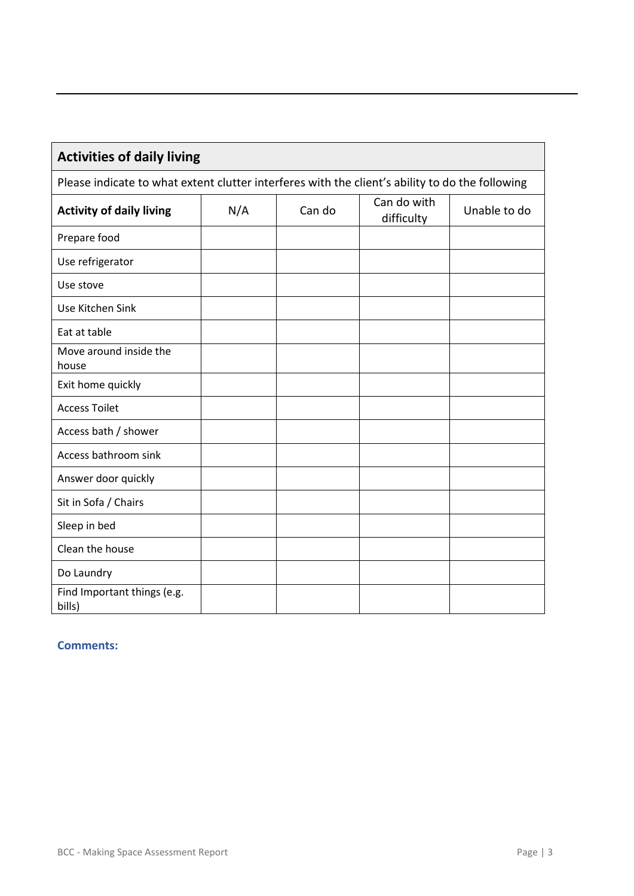## Activities of daily living

Please indicate to what extent clutter interferes with the client's ability to do the following

| Activity of daily living | N/A | Can do | Can do with difficulty | Unable to do |
|---|---|---|---|---|
| Prepare food | | | | |
| Use refrigerator | | | | |
| Use stove | | | | |
| Use Kitchen Sink | | | | |
| Eat at table | | | | |
| Move around inside the house | | | | |
| Exit home quickly | | | | |
| Access Toilet | | | | |
| Access bath / shower | | | | |
| Access bathroom sink | | | | |
| Answer door quickly | | | | |
| Sit in Sofa / Chairs | | | | |
| Sleep in bed | | | | |
| Clean the house | | | | |
| Do Laundry | | | | |
| Find Important things (e.g. bills) | | | | |

**Comments:**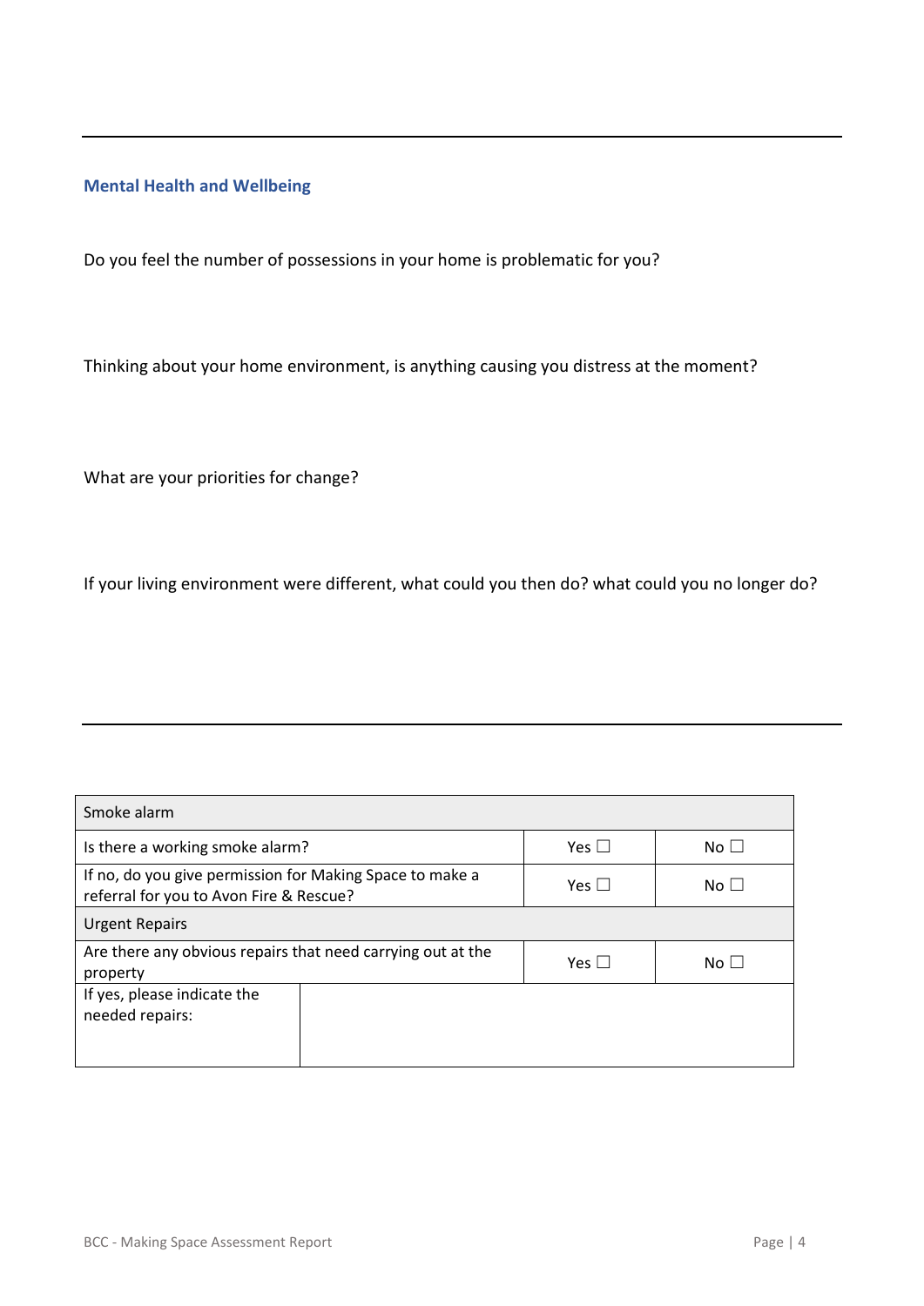---

## Mental Health and Wellbeing

Do you feel the number of possessions in your home is problematic for you?

Thinking about your home environment, is anything causing you distress at the moment?

What are your priorities for change?

If your living environment were different, what could you then do? what could you no longer do?

---

| | | |
|---|---|---|
| **Smoke alarm** | | |
| Is there a working smoke alarm? | Yes ☐ | No ☐ |
| If no, do you give permission for Making Space to make a referral for you to Avon Fire & Rescue? | Yes ☐ | No ☐ |
| **Urgent Repairs** | | |
| Are there any obvious repairs that need carrying out at the property | Yes ☐ | No ☐ |
| If yes, please indicate the needed repairs: | | |